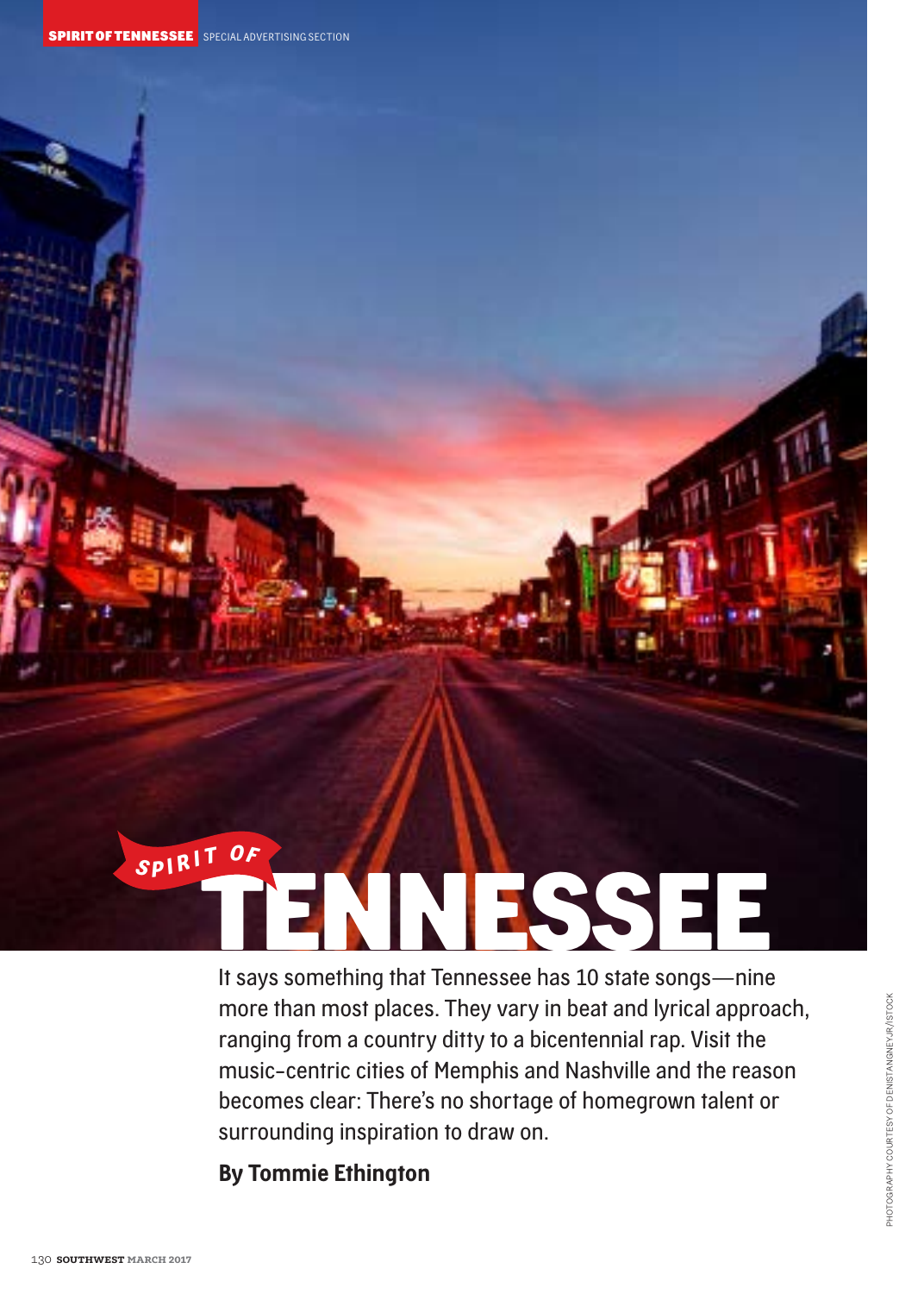SPIRIT OF TENNESSEE SPECIAL ADVERTISING SECTION

# SPIRIT OF TENNESSEE

It says something that Tennessee has 10 state songs—nine more than most places. They vary in beat and lyrical approach, ranging from a country ditty to a bicentennial rap. Visit the music-centric cities of Memphis and Nashville and the reason becomes clear: There's no shortage of homegrown talent or surrounding inspiration to draw on.

**By Tommie Ethington**

PHOTOGRAPHY COURTESY OF DENISTANGNEYJR/ISTOCK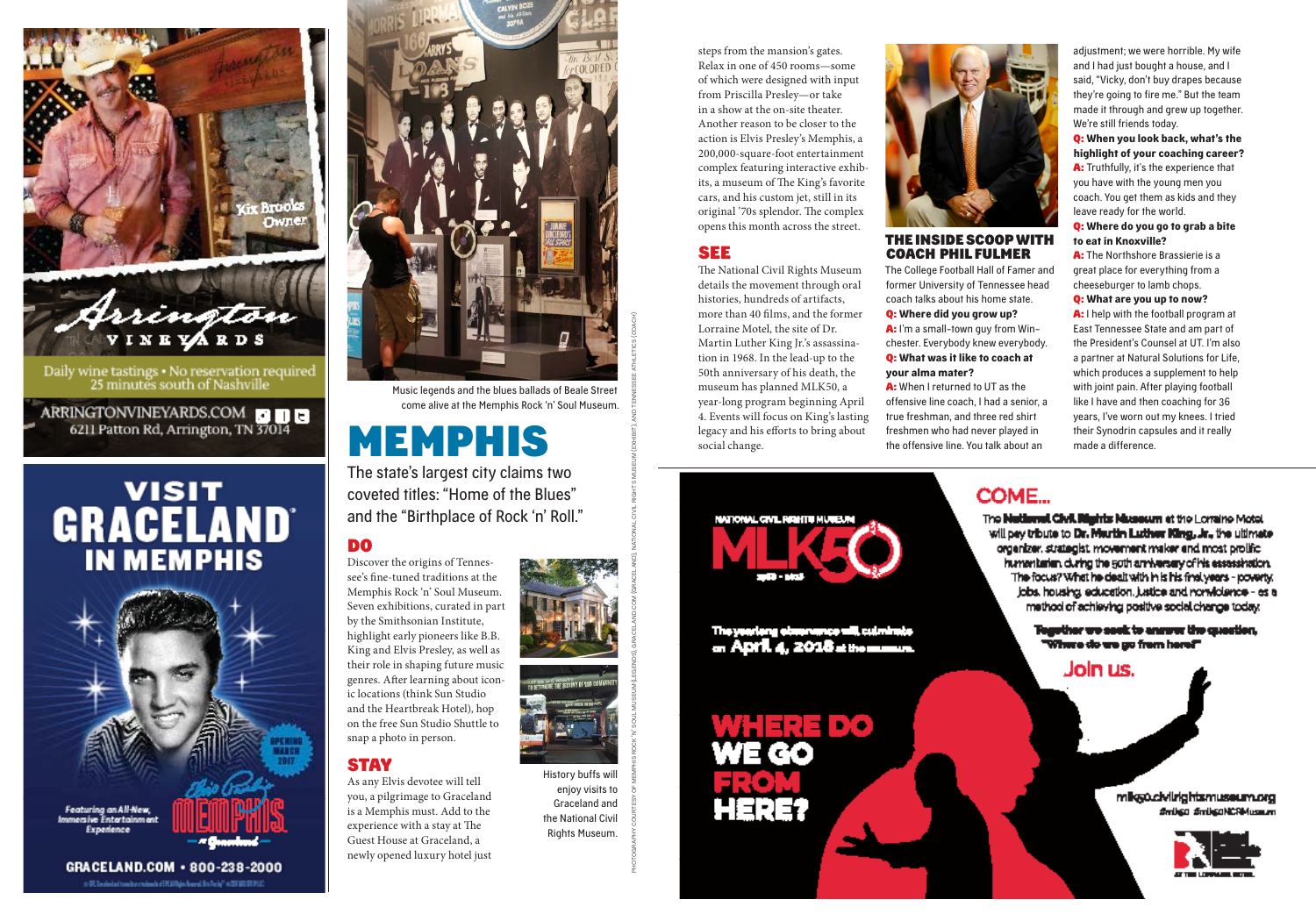Arrington Vineyards

Kix Brooks Owner

Daily wine tastings • No reservation required
25 minutes south of Nashville

ARRINGTONVINEYARDS.COM
6211 Patton Rd, Arrington, TN 37014

VISIT GRACELAND IN MEMPHIS

Featuring an All-New, Immersive Entertainment Experience

Elvis Presley's MEMPHIS at Graceland

OPENING MARCH 2017

GRACELAND.COM • 800-238-2000

Music legends and the blues ballads of Beale Street come alive at the Memphis Rock 'n' Soul Museum.

# MEMPHIS

The state's largest city claims two coveted titles: "Home of the Blues" and the "Birthplace of Rock 'n' Roll."

## DO

Discover the origins of Tennessee's fine-tuned traditions at the Memphis Rock 'n' Soul Museum. Seven exhibitions, curated in part by the Smithsonian Institute, highlight early pioneers like B.B. King and Elvis Presley, as well as their role in shaping future music genres. After learning about iconic locations (think Sun Studio and the Heartbreak Hotel), hop on the free Sun Studio Shuttle to snap a photo in person.

History buffs will enjoy visits to Graceland and the National Civil Rights Museum.

## STAY

As any Elvis devotee will tell you, a pilgrimage to Graceland is a Memphis must. Add to the experience with a stay at The Guest House at Graceland, a newly opened luxury hotel just steps from the mansion's gates. Relax in one of 450 rooms—some of which were designed with input from Priscilla Presley—or take in a show at the on-site theater. Another reason to be closer to the action is Elvis Presley's Memphis, a 200,000-square-foot entertainment complex featuring interactive exhibits, a museum of The King's favorite cars, and his custom jet, still in its original '70s splendor. The complex opens this month across the street.

## SEE

The National Civil Rights Museum details the movement through oral histories, hundreds of artifacts, more than 40 films, and the former Lorraine Motel, the site of Dr. Martin Luther King Jr.'s assassination in 1968. In the lead-up to the 50th anniversary of his death, the museum has planned MLK50, a year-long program beginning April 4. Events will focus on King's lasting legacy and his efforts to bring about social change.

PHOTOGRAPHY COURTESY OF MEMPHIS ROCK 'N' SOUL MUSEUM (LEGENDS), GRACELAND.COM (GRACELAND), NATIONAL CIVIL RIGHTS MUSEUM (EXHIBIT), AND TENNESSEE ATHLETICS (COACH)

## THE INSIDE SCOOP WITH COACH PHIL FULMER

The College Football Hall of Famer and former University of Tennessee head coach talks about his home state.

**Q: Where did you grow up?**
**A:** I'm a small-town guy from Winchester. Everybody knew everybody.

**Q: What was it like to coach at your alma mater?**
**A:** When I returned to UT as the offensive line coach, I had a senior, a true freshman, and three red shirt freshmen who had never played in the offensive line. You talk about an adjustment; we were horrible. My wife and I had just bought a house, and I said, "Vicky, don't buy drapes because they're going to fire me." But the team made it through and grew up together. We're still friends today.

**Q: When you look back, what's the highlight of your coaching career?**
**A:** Truthfully, it's the experience that you have with the young men you coach. You get them as kids and they leave ready for the world.

**Q: Where do you go to grab a bite to eat in Knoxville?**
**A:** The Northshore Brassierie is a great place for everything from a cheeseburger to lamb chops.

**Q: What are you up to now?**
**A:** I help with the football program at East Tennessee State and am part of the President's Counsel at UT. I'm also a partner at Natural Solutions for Life, which produces a supplement to help with joint pain. After playing football like I have and then coaching for 36 years, I've worn out my knees. I tried their Synodrin capsules and it really made a difference.

NATIONAL CIVIL RIGHTS MUSEUM
MLK50
1968 - 2018

The yearlong observance will culminate on April 4, 2018 at the museum.

WHERE DO WE GO FROM HERE?

COME...

The National Civil Rights Museum at the Lorraine Motel will pay tribute to Dr. Martin Luther King, Jr., the ultimate organizer, strategist, movement maker and most prolific humanitarian during the 50th anniversary of his assassination. The focus? What he dealt with in his final years - poverty, jobs, housing, education, justice and nonviolence - as a method of achieving positive social change today.

Together we seek to answer the question, "Where do we go from here?"

Join us.

mlk50.civilrightsmuseum.org
#mlk50 #mlk50NCRMuseum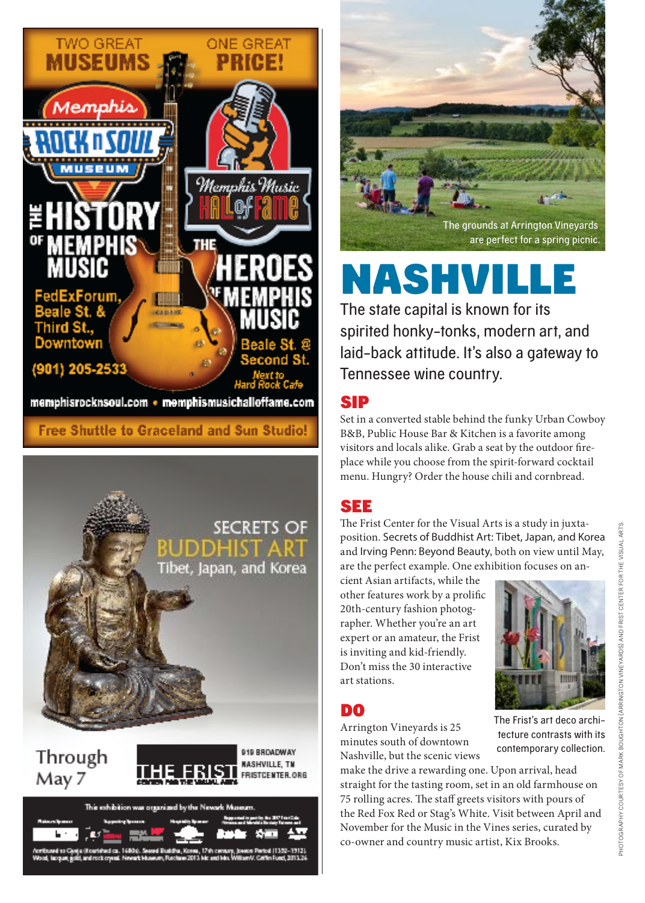TWO GREAT MUSEUMS ONE GREAT PRICE!

Memphis ROCK n SOUL MUSEUM

THE HISTORY OF MEMPHIS MUSIC

FedExForum, Beale St. & Third St., Downtown

(901) 205-2533

Memphis Music HALL of FAME

THE HEROES OF MEMPHIS MUSIC

Beale St. @ Second St.

Next to Hard Rock Cafe

memphisrocknsoul.com • memphismusichalloffame.com

Free Shuttle to Graceland and Sun Studio!

SECRETS OF BUDDHIST ART

Tibet, Japan, and Korea

Through May 7

THE FRIST CENTER FOR THE VISUAL ARTS

919 BROADWAY NASHVILLE, TN FRISTCENTER.ORG

This exhibition was organized by the Newark Museum.

The grounds at Arrington Vineyards are perfect for a spring picnic.

# NASHVILLE

The state capital is known for its spirited honky-tonks, modern art, and laid-back attitude. It's also a gateway to Tennessee wine country.

## SIP

Set in a converted stable behind the funky Urban Cowboy B&B, Public House Bar & Kitchen is a favorite among visitors and locals alike. Grab a seat by the outdoor fireplace while you choose from the spirit-forward cocktail menu. Hungry? Order the house chili and cornbread.

## SEE

The Frist Center for the Visual Arts is a study in juxtaposition. Secrets of Buddhist Art: Tibet, Japan, and Korea and Irving Penn: Beyond Beauty, both on view until May, are the perfect example. One exhibition focuses on ancient Asian artifacts, while the other features work by a prolific 20th-century fashion photographer. Whether you're an art expert or an amateur, the Frist is inviting and kid-friendly. Don't miss the 30 interactive art stations.

The Frist's art deco architecture contrasts with its contemporary collection.

## DO

Arrington Vineyards is 25 minutes south of downtown Nashville, but the scenic views make the drive a rewarding one. Upon arrival, head straight for the tasting room, set in an old farmhouse on 75 rolling acres. The staff greets visitors with pours of the Red Fox Red or Stag's White. Visit between April and November for the Music in the Vines series, curated by co-owner and country music artist, Kix Brooks.

PHOTOGRAPHY COURTESY OF MARK BOUGHTON (ARRINGTON VINEYARDS) AND FRIST CENTER FOR THE VISUAL ARTS